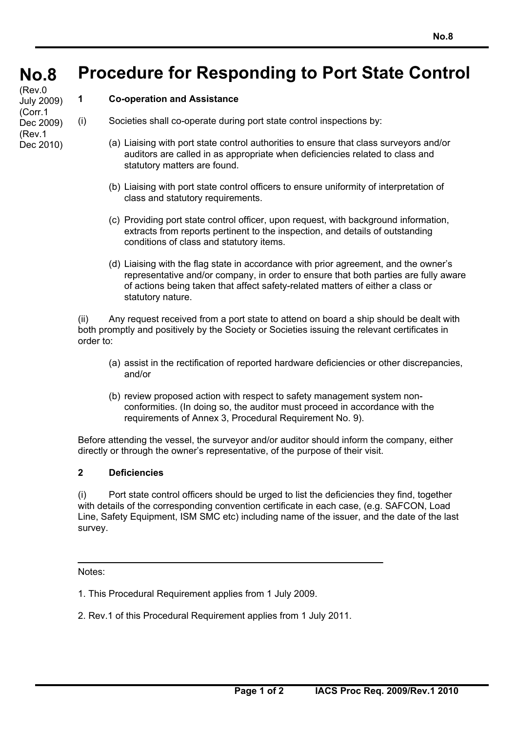# No.8 Procedure for Responding to Port State Control

(Rev.0 July 2009)
(Corr.1 Dec 2009)
(Rev.1 Dec 2010)

## 1 Co-operation and Assistance

(i) Societies shall co-operate during port state control inspections by:

(a) Liaising with port state control authorities to ensure that class surveyors and/or auditors are called in as appropriate when deficiencies related to class and statutory matters are found.

(b) Liaising with port state control officers to ensure uniformity of interpretation of class and statutory requirements.

(c) Providing port state control officer, upon request, with background information, extracts from reports pertinent to the inspection, and details of outstanding conditions of class and statutory items.

(d) Liaising with the flag state in accordance with prior agreement, and the owner's representative and/or company, in order to ensure that both parties are fully aware of actions being taken that affect safety-related matters of either a class or statutory nature.

(ii) Any request received from a port state to attend on board a ship should be dealt with both promptly and positively by the Society or Societies issuing the relevant certificates in order to:

(a) assist in the rectification of reported hardware deficiencies or other discrepancies, and/or

(b) review proposed action with respect to safety management system non-conformities. (In doing so, the auditor must proceed in accordance with the requirements of Annex 3, Procedural Requirement No. 9).

Before attending the vessel, the surveyor and/or auditor should inform the company, either directly or through the owner's representative, of the purpose of their visit.

## 2 Deficiencies

(i) Port state control officers should be urged to list the deficiencies they find, together with details of the corresponding convention certificate in each case, (e.g. SAFCON, Load Line, Safety Equipment, ISM SMC etc) including name of the issuer, and the date of the last survey.

---

Notes:

1. This Procedural Requirement applies from 1 July 2009.

2. Rev.1 of this Procedural Requirement applies from 1 July 2011.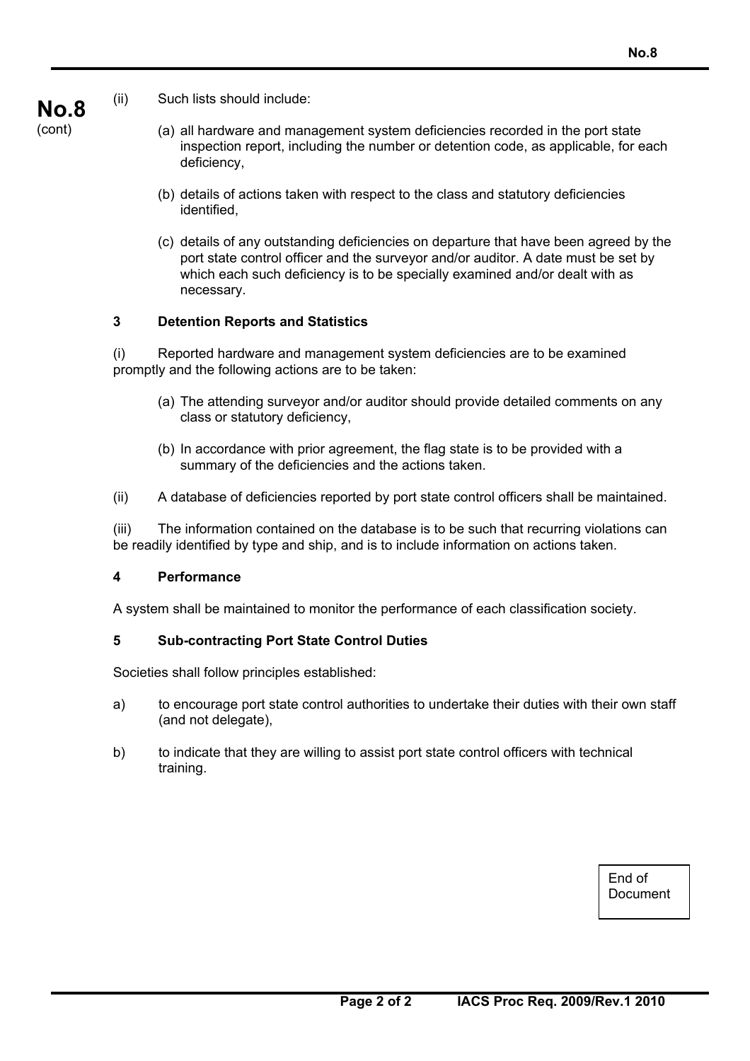**No.8** (cont)

(ii) Such lists should include:

(a) all hardware and management system deficiencies recorded in the port state inspection report, including the number or detention code, as applicable, for each deficiency,

(b) details of actions taken with respect to the class and statutory deficiencies identified,

(c) details of any outstanding deficiencies on departure that have been agreed by the port state control officer and the surveyor and/or auditor. A date must be set by which each such deficiency is to be specially examined and/or dealt with as necessary.

### 3 Detention Reports and Statistics

(i) Reported hardware and management system deficiencies are to be examined promptly and the following actions are to be taken:

(a) The attending surveyor and/or auditor should provide detailed comments on any class or statutory deficiency,

(b) In accordance with prior agreement, the flag state is to be provided with a summary of the deficiencies and the actions taken.

(ii) A database of deficiencies reported by port state control officers shall be maintained.

(iii) The information contained on the database is to be such that recurring violations can be readily identified by type and ship, and is to include information on actions taken.

### 4 Performance

A system shall be maintained to monitor the performance of each classification society.

### 5 Sub-contracting Port State Control Duties

Societies shall follow principles established:

a) to encourage port state control authorities to undertake their duties with their own staff (and not delegate),

b) to indicate that they are willing to assist port state control officers with technical training.

End of Document